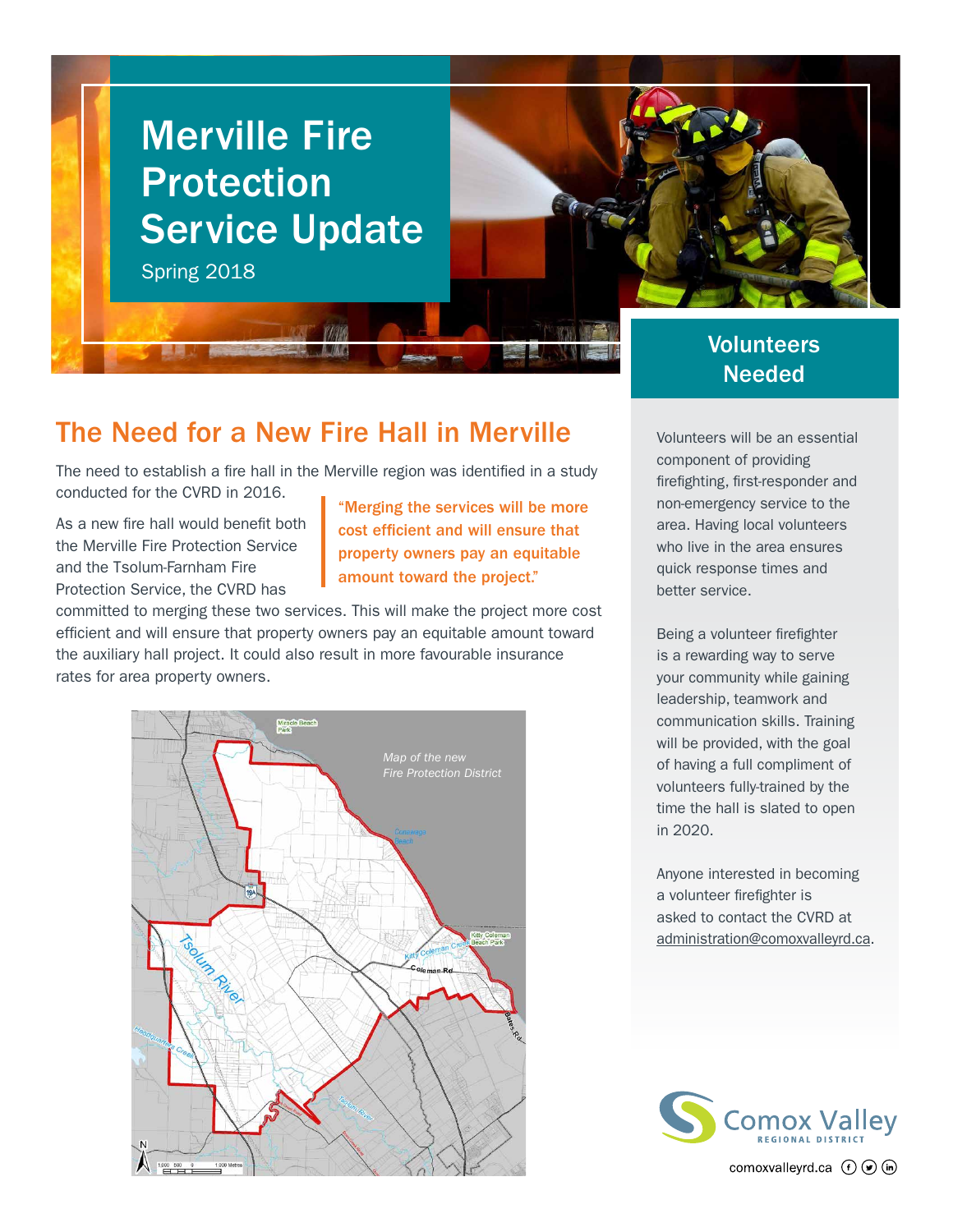# Merville Fire Protection Service Update

Spring 2018

## The Need for a New Fire Hall in Merville

The need to establish a fire hall in the Merville region was identified in a study conducted for the CVRD in 2016.

> **"Merging the services will be more cost efficient and will ensure that property owners pay an equitable amount toward the project."**

As a new fire hall would benefit both the Merville Fire Protection Service and the Tsolum-Farnham Fire Protection Service, the CVRD has committed to merging these two services. This will make the project more cost efficient and will ensure that property owners pay an equitable amount toward the auxiliary hall project. It could also result in more favourable insurance rates for area property owners.

*Map of the new Fire Protection District*

## Volunteers Needed

Volunteers will be an essential component of providing firefighting, first-responder and non-emergency service to the area. Having local volunteers who live in the area ensures quick response times and better service.

Being a volunteer firefighter is a rewarding way to serve your community while gaining leadership, teamwork and communication skills. Training will be provided, with the goal of having a full compliment of volunteers fully-trained by the time the hall is slated to open in 2020.

Anyone interested in becoming a volunteer firefighter is asked to contact the CVRD at administration@comoxvalleyrd.ca.

Comox Valley Regional District

comoxvalleyrd.ca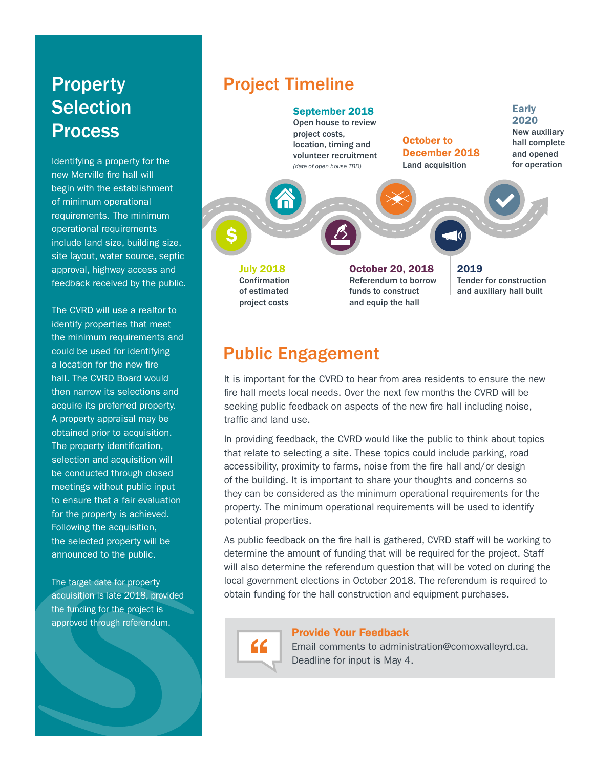## Property Selection Process

Identifying a property for the new Merville fire hall will begin with the establishment of minimum operational requirements. The minimum operational requirements include land size, building size, site layout, water source, septic approval, highway access and feedback received by the public.

The CVRD will use a realtor to identify properties that meet the minimum requirements and could be used for identifying a location for the new fire hall. The CVRD Board would then narrow its selections and acquire its preferred property. A property appraisal may be obtained prior to acquisition. The property identification, selection and acquisition will be conducted through closed meetings without public input to ensure that a fair evaluation for the property is achieved. Following the acquisition, the selected property will be announced to the public.

The target date for property acquisition is late 2018, provided the funding for the project is approved through referendum.

## Project Timeline

**July 2018**
Confirmation of estimated project costs

**September 2018**
Open house to review project costs, location, timing and volunteer recruitment
*(date of open house TBD)*

**October 20, 2018**
Referendum to borrow funds to construct and equip the hall

**October to December 2018**
Land acquisition

**2019**
Tender for construction and auxiliary hall built

**Early 2020**
New auxiliary hall complete and opened for operation

## Public Engagement

It is important for the CVRD to hear from area residents to ensure the new fire hall meets local needs. Over the next few months the CVRD will be seeking public feedback on aspects of the new fire hall including noise, traffic and land use.

In providing feedback, the CVRD would like the public to think about topics that relate to selecting a site. These topics could include parking, road accessibility, proximity to farms, noise from the fire hall and/or design of the building. It is important to share your thoughts and concerns so they can be considered as the minimum operational requirements for the property. The minimum operational requirements will be used to identify potential properties.

As public feedback on the fire hall is gathered, CVRD staff will be working to determine the amount of funding that will be required for the project. Staff will also determine the referendum question that will be voted on during the local government elections in October 2018. The referendum is required to obtain funding for the hall construction and equipment purchases.

**Provide Your Feedback**
Email comments to administration@comoxvalleyrd.ca.
Deadline for input is May 4.